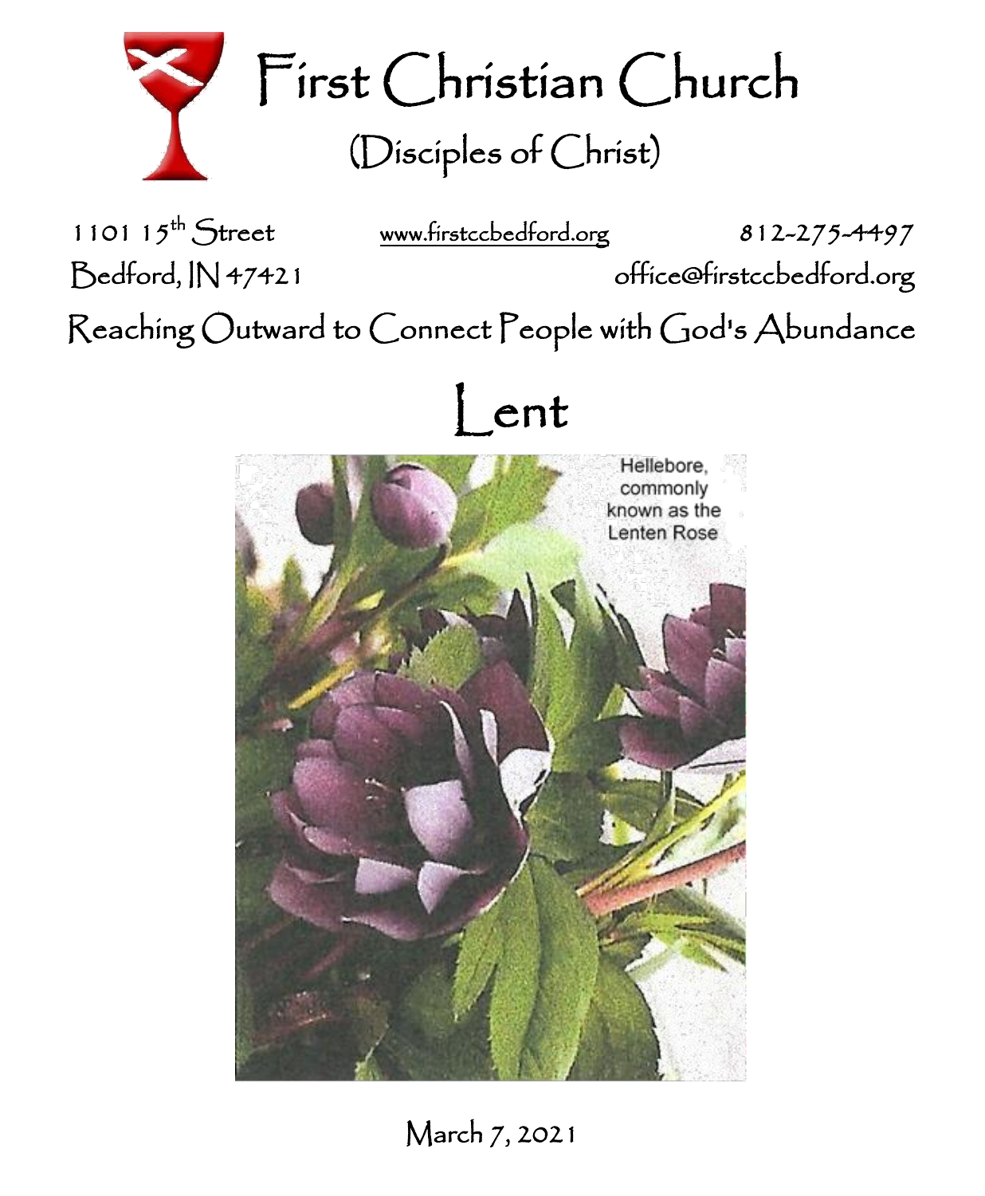# First Christian Church

## (Disciples of Christ)

1101 15th Street
Bedford, IN 47421

www.firstccbedford.org

812-275-4497
office@firstccbedford.org

Reaching Outward to Connect People with God's Abundance

# Lent

Hellebore, commonly known as the Lenten Rose

March 7, 2021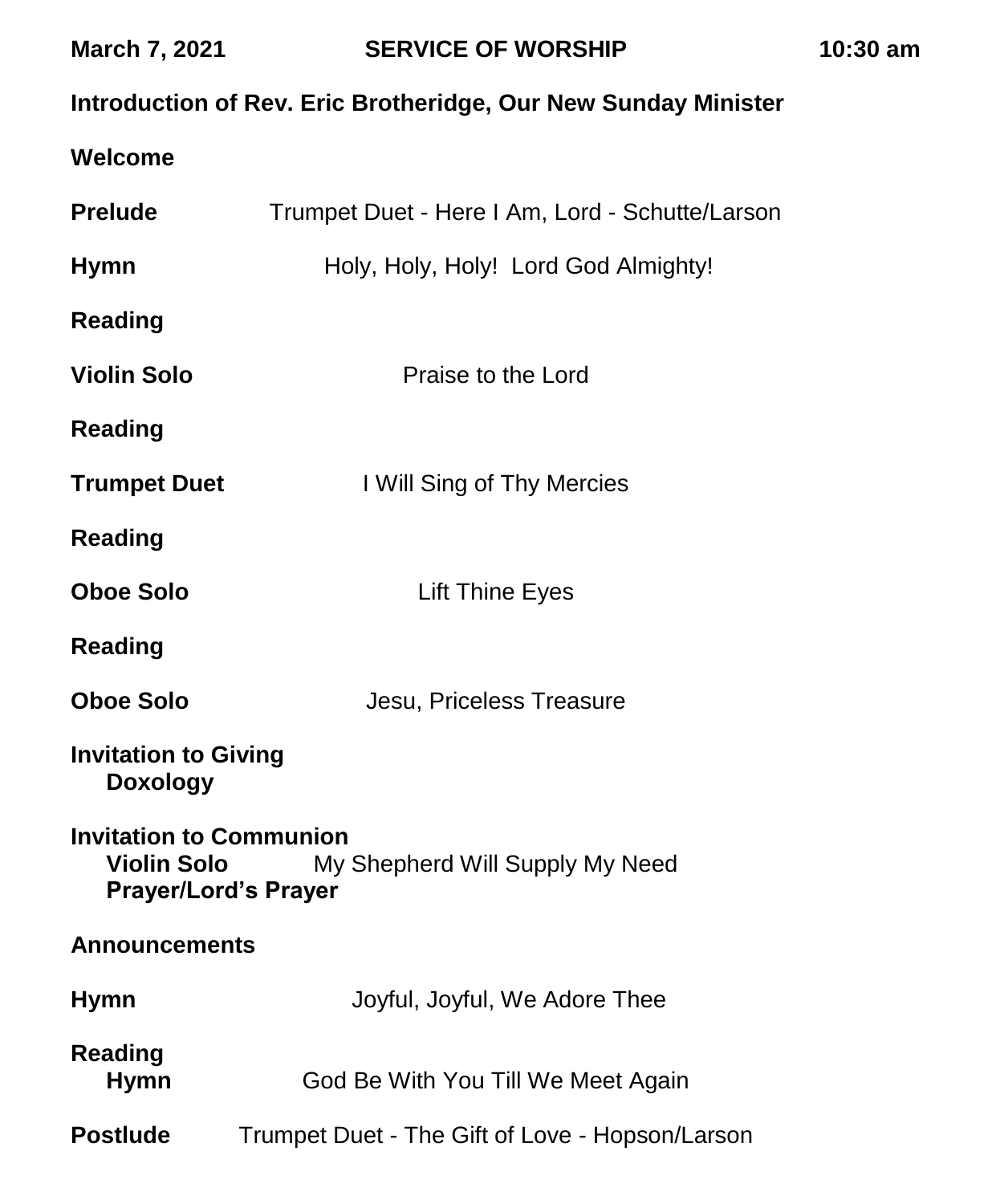**March 7, 2021** **SERVICE OF WORSHIP** **10:30 am**

**Introduction of Rev. Eric Brotheridge, Our New Sunday Minister**

**Welcome**

**Prelude** Trumpet Duet - Here I Am, Lord - Schutte/Larson

**Hymn** Holy, Holy, Holy! Lord God Almighty!

**Reading**

**Violin Solo** Praise to the Lord

**Reading**

**Trumpet Duet** I Will Sing of Thy Mercies

**Reading**

**Oboe Solo** Lift Thine Eyes

**Reading**

**Oboe Solo** Jesu, Priceless Treasure

**Invitation to Giving**
**Doxology**

**Invitation to Communion**
**Violin Solo** My Shepherd Will Supply My Need
**Prayer/Lord's Prayer**

**Announcements**

**Hymn** Joyful, Joyful, We Adore Thee

**Reading**
**Hymn** God Be With You Till We Meet Again

**Postlude** Trumpet Duet - The Gift of Love - Hopson/Larson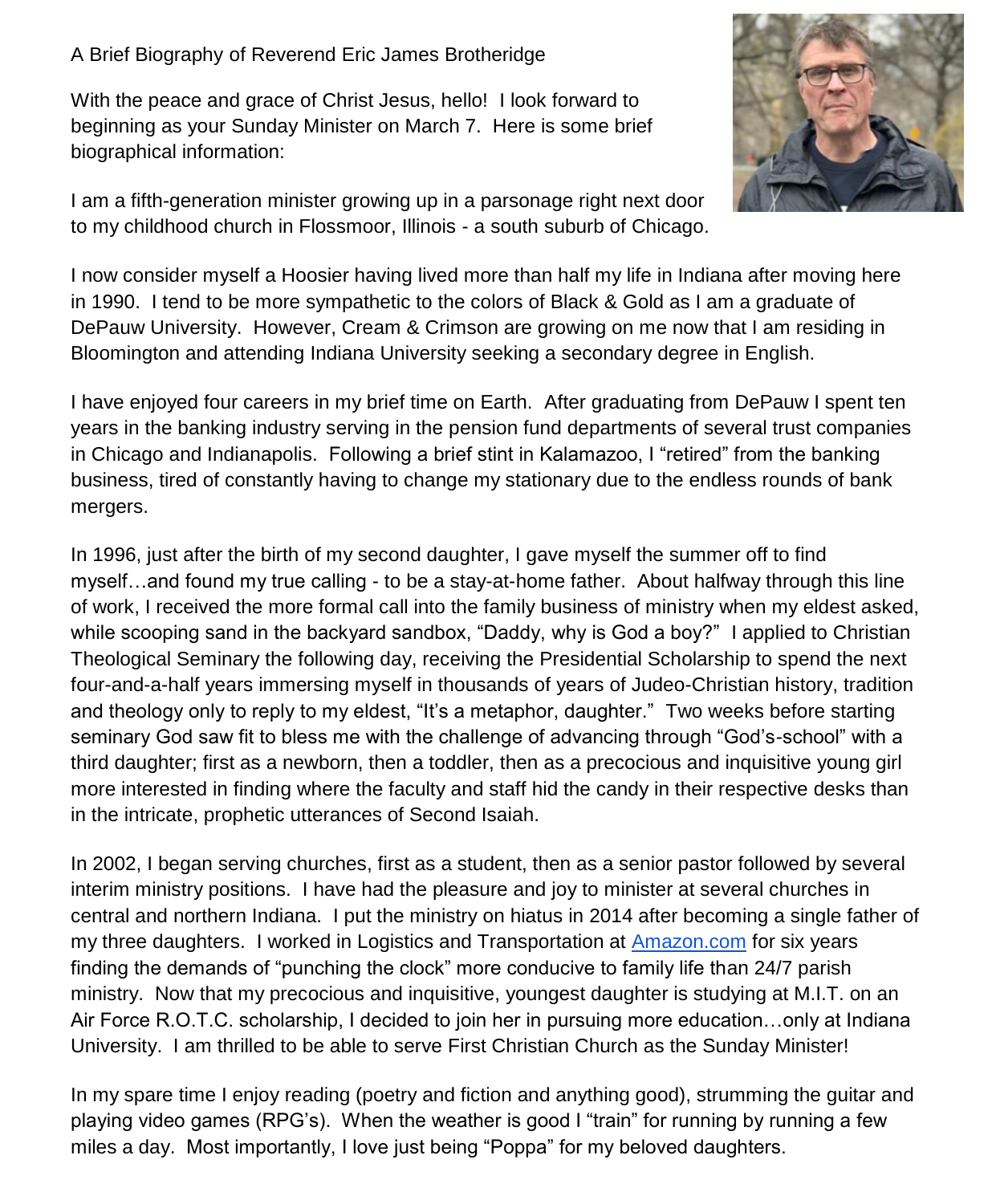A Brief Biography of Reverend Eric James Brotheridge

With the peace and grace of Christ Jesus, hello! I look forward to beginning as your Sunday Minister on March 7. Here is some brief biographical information:

I am a fifth-generation minister growing up in a parsonage right next door to my childhood church in Flossmoor, Illinois - a south suburb of Chicago.

I now consider myself a Hoosier having lived more than half my life in Indiana after moving here in 1990. I tend to be more sympathetic to the colors of Black & Gold as I am a graduate of DePauw University. However, Cream & Crimson are growing on me now that I am residing in Bloomington and attending Indiana University seeking a secondary degree in English.

I have enjoyed four careers in my brief time on Earth. After graduating from DePauw I spent ten years in the banking industry serving in the pension fund departments of several trust companies in Chicago and Indianapolis. Following a brief stint in Kalamazoo, I "retired" from the banking business, tired of constantly having to change my stationary due to the endless rounds of bank mergers.

In 1996, just after the birth of my second daughter, I gave myself the summer off to find myself…and found my true calling - to be a stay-at-home father. About halfway through this line of work, I received the more formal call into the family business of ministry when my eldest asked, while scooping sand in the backyard sandbox, "Daddy, why is God a boy?" I applied to Christian Theological Seminary the following day, receiving the Presidential Scholarship to spend the next four-and-a-half years immersing myself in thousands of years of Judeo-Christian history, tradition and theology only to reply to my eldest, "It's a metaphor, daughter." Two weeks before starting seminary God saw fit to bless me with the challenge of advancing through "God's-school" with a third daughter; first as a newborn, then a toddler, then as a precocious and inquisitive young girl more interested in finding where the faculty and staff hid the candy in their respective desks than in the intricate, prophetic utterances of Second Isaiah.

In 2002, I began serving churches, first as a student, then as a senior pastor followed by several interim ministry positions. I have had the pleasure and joy to minister at several churches in central and northern Indiana. I put the ministry on hiatus in 2014 after becoming a single father of my three daughters. I worked in Logistics and Transportation at Amazon.com for six years finding the demands of "punching the clock" more conducive to family life than 24/7 parish ministry. Now that my precocious and inquisitive, youngest daughter is studying at M.I.T. on an Air Force R.O.T.C. scholarship, I decided to join her in pursuing more education…only at Indiana University. I am thrilled to be able to serve First Christian Church as the Sunday Minister!

In my spare time I enjoy reading (poetry and fiction and anything good), strumming the guitar and playing video games (RPG's). When the weather is good I "train" for running by running a few miles a day. Most importantly, I love just being "Poppa" for my beloved daughters.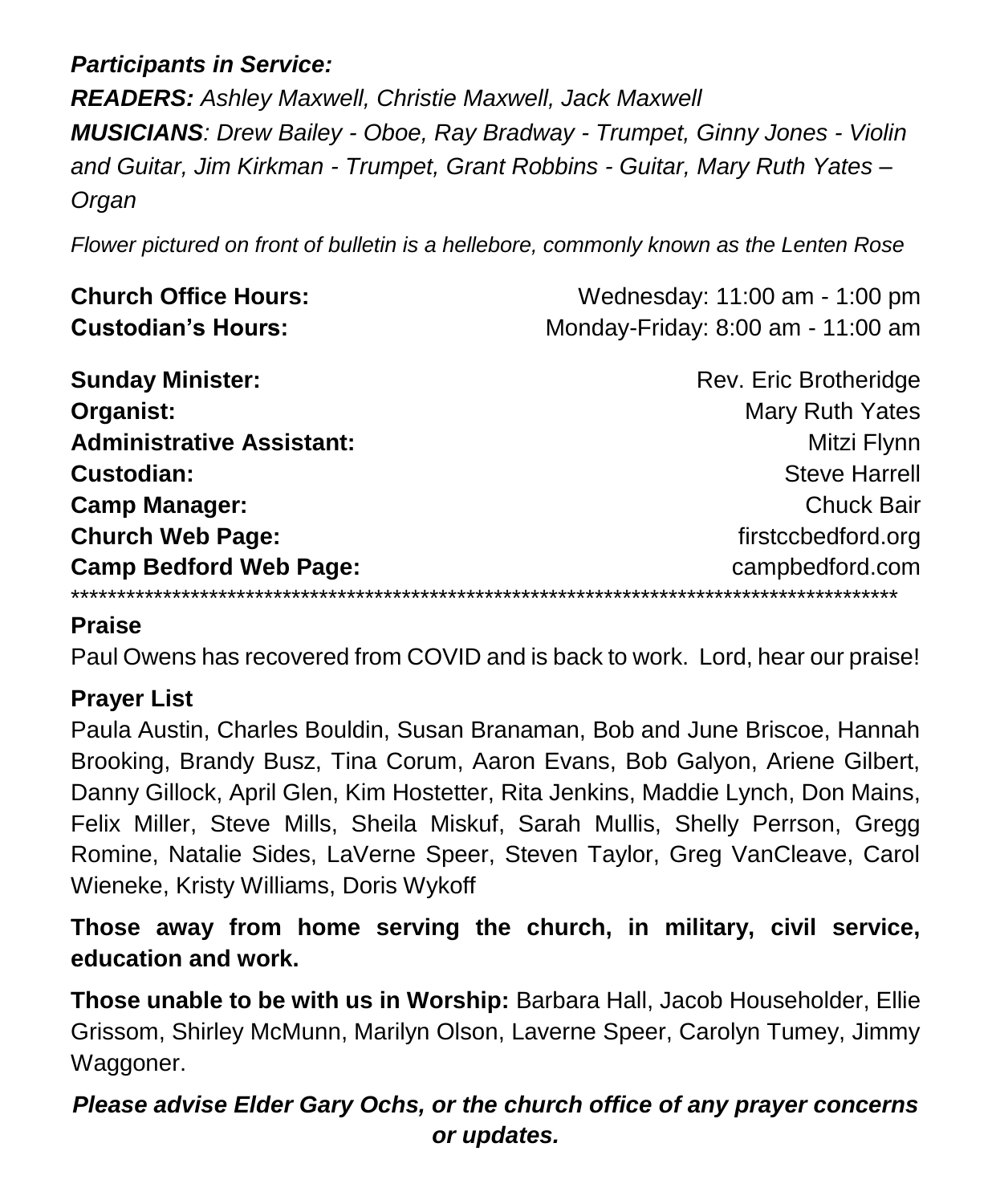***Participants in Service:***

***READERS:*** *Ashley Maxwell, Christie Maxwell, Jack Maxwell*

***MUSICIANS****: Drew Bailey - Oboe, Ray Bradway - Trumpet, Ginny Jones - Violin and Guitar, Jim Kirkman - Trumpet, Grant Robbins - Guitar, Mary Ruth Yates – Organ*

*Flower pictured on front of bulletin is a hellebore, commonly known as the Lenten Rose*

| | |
|---|---|
| **Church Office Hours:** | Wednesday: 11:00 am - 1:00 pm |
| **Custodian's Hours:** | Monday-Friday: 8:00 am - 11:00 am |

| | |
|---|---|
| **Sunday Minister:** | Rev. Eric Brotheridge |
| **Organist:** | Mary Ruth Yates |
| **Administrative Assistant:** | Mitzi Flynn |
| **Custodian:** | Steve Harrell |
| **Camp Manager:** | Chuck Bair |
| **Church Web Page:** | firstccbedford.org |
| **Camp Bedford Web Page:** | campbedford.com |

*****************************************************************************************

**Praise**

Paul Owens has recovered from COVID and is back to work. Lord, hear our praise!

**Prayer List**

Paula Austin, Charles Bouldin, Susan Branaman, Bob and June Briscoe, Hannah Brooking, Brandy Busz, Tina Corum, Aaron Evans, Bob Galyon, Ariene Gilbert, Danny Gillock, April Glen, Kim Hostetter, Rita Jenkins, Maddie Lynch, Don Mains, Felix Miller, Steve Mills, Sheila Miskuf, Sarah Mullis, Shelly Perrson, Gregg Romine, Natalie Sides, LaVerne Speer, Steven Taylor, Greg VanCleave, Carol Wieneke, Kristy Williams, Doris Wykoff

**Those away from home serving the church, in military, civil service, education and work.**

**Those unable to be with us in Worship:** Barbara Hall, Jacob Householder, Ellie Grissom, Shirley McMunn, Marilyn Olson, Laverne Speer, Carolyn Tumey, Jimmy Waggoner.

***Please advise Elder Gary Ochs, or the church office of any prayer concerns or updates.***